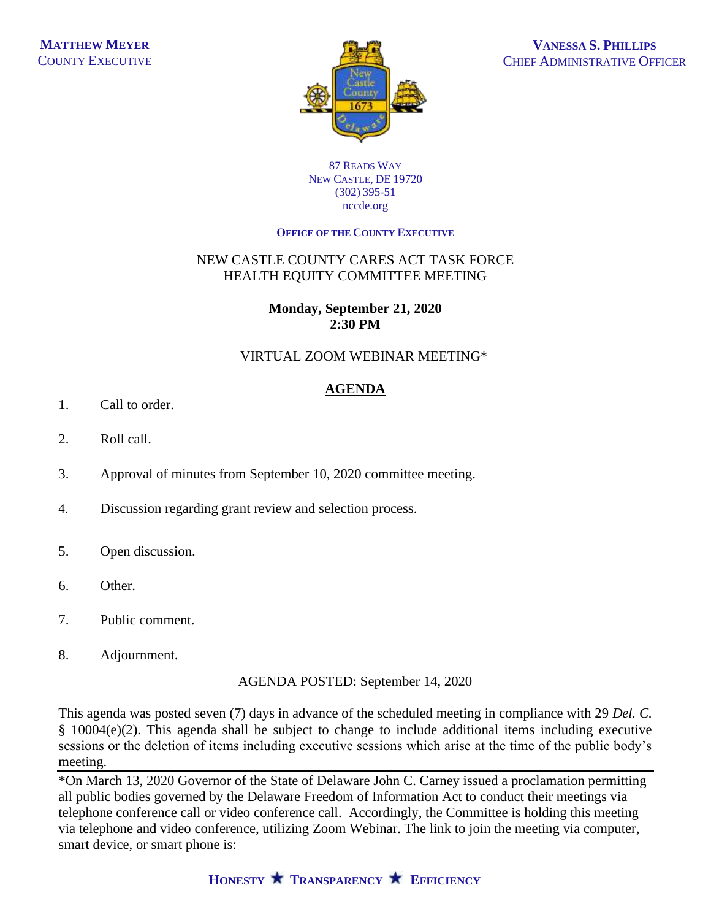**MATTHEW MEYER**
COUNTY EXECUTIVE

**VANESSA S. PHILLIPS**
CHIEF ADMINISTRATIVE OFFICER

87 READS WAY
NEW CASTLE, DE 19720
(302) 395-51
nccde.org

**OFFICE OF THE COUNTY EXECUTIVE**

NEW CASTLE COUNTY CARES ACT TASK FORCE
HEALTH EQUITY COMMITTEE MEETING

**Monday, September 21, 2020**
**2:30 PM**

VIRTUAL ZOOM WEBINAR MEETING*

## AGENDA

1. Call to order.
2. Roll call.
3. Approval of minutes from September 10, 2020 committee meeting.
4. Discussion regarding grant review and selection process.
5. Open discussion.
6. Other.
7. Public comment.
8. Adjournment.

AGENDA POSTED: September 14, 2020

This agenda was posted seven (7) days in advance of the scheduled meeting in compliance with 29 *Del. C.* § 10004(e)(2). This agenda shall be subject to change to include additional items including executive sessions or the deletion of items including executive sessions which arise at the time of the public body's meeting.

---

*On March 13, 2020 Governor of the State of Delaware John C. Carney issued a proclamation permitting all public bodies governed by the Delaware Freedom of Information Act to conduct their meetings via telephone conference call or video conference call. Accordingly, the Committee is holding this meeting via telephone and video conference, utilizing Zoom Webinar. The link to join the meeting via computer, smart device, or smart phone is:

**HONESTY ★ TRANSPARENCY ★ EFFICIENCY**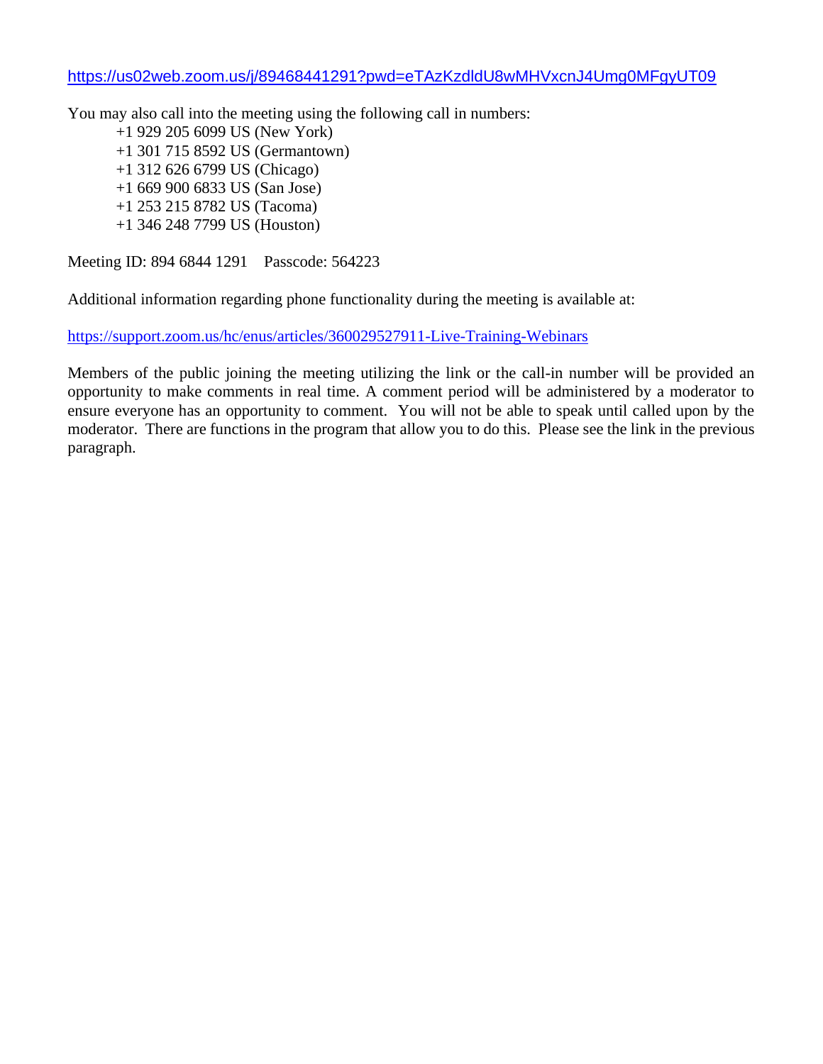https://us02web.zoom.us/j/89468441291?pwd=eTAzKzdldU8wMHVxcnJ4Umg0MFgyUT09

You may also call into the meeting using the following call in numbers:

+1 929 205 6099 US (New York)
+1 301 715 8592 US (Germantown)
+1 312 626 6799 US (Chicago)
+1 669 900 6833 US (San Jose)
+1 253 215 8782 US (Tacoma)
+1 346 248 7799 US (Houston)

Meeting ID: 894 6844 1291    Passcode: 564223

Additional information regarding phone functionality during the meeting is available at:

https://support.zoom.us/hc/enus/articles/360029527911-Live-Training-Webinars

Members of the public joining the meeting utilizing the link or the call-in number will be provided an opportunity to make comments in real time. A comment period will be administered by a moderator to ensure everyone has an opportunity to comment. You will not be able to speak until called upon by the moderator. There are functions in the program that allow you to do this. Please see the link in the previous paragraph.